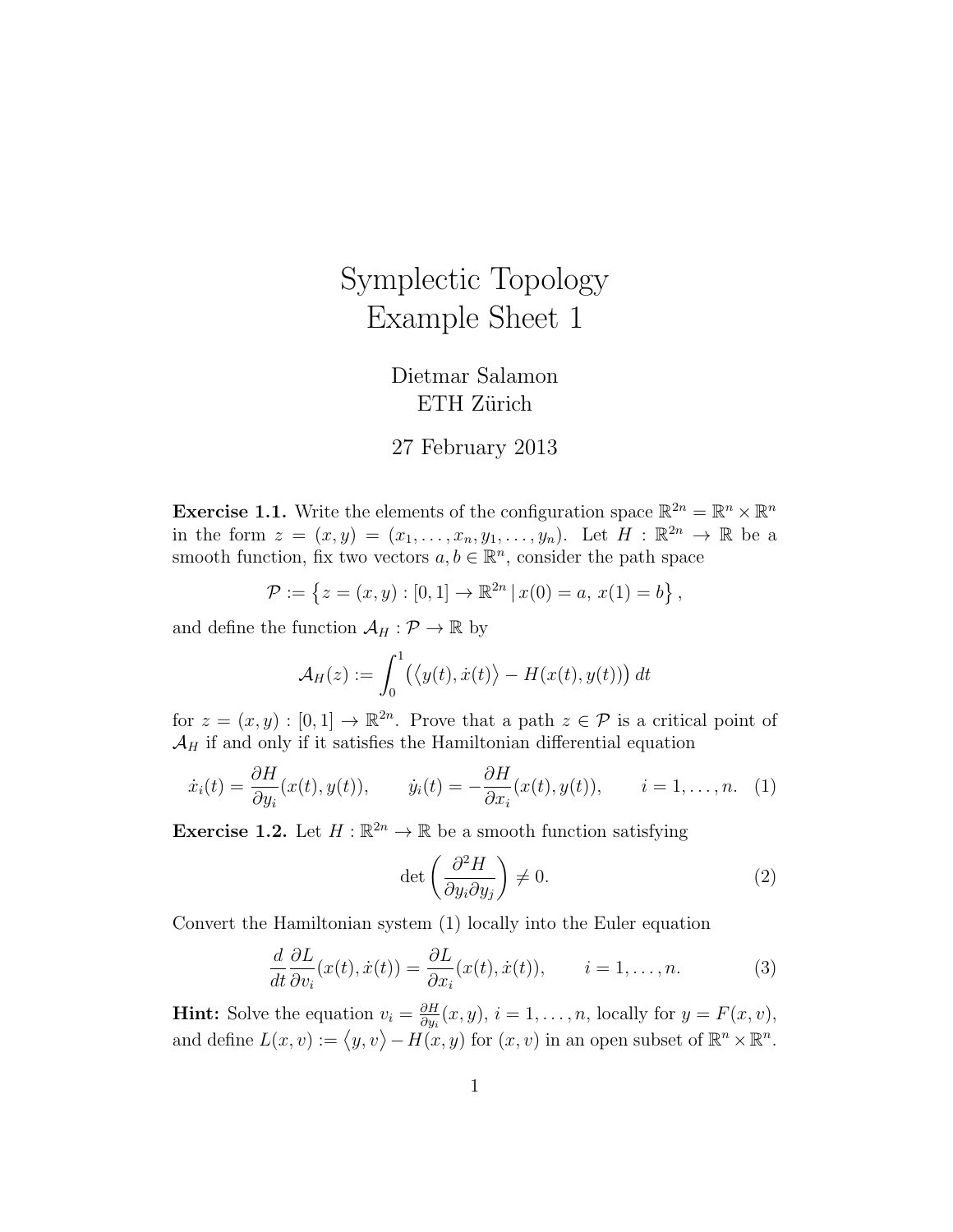# Symplectic Topology
## Example Sheet 1

Dietmar Salamon
ETH Zürich

27 February 2013

**Exercise 1.1.** Write the elements of the configuration space $\mathbb{R}^{2n} = \mathbb{R}^n \times \mathbb{R}^n$ in the form $z = (x, y) = (x_1, \ldots, x_n, y_1, \ldots, y_n)$. Let $H : \mathbb{R}^{2n} \to \mathbb{R}$ be a smooth function, fix two vectors $a, b \in \mathbb{R}^n$, consider the path space

$$\mathcal{P} := \left\{ z = (x, y) : [0, 1] \to \mathbb{R}^{2n} \,|\, x(0) = a,\, x(1) = b \right\},$$

and define the function $\mathcal{A}_H : \mathcal{P} \to \mathbb{R}$ by

$$\mathcal{A}_H(z) := \int_0^1 \left( \langle y(t), \dot{x}(t) \rangle - H(x(t), y(t)) \right) dt$$

for $z = (x, y) : [0, 1] \to \mathbb{R}^{2n}$. Prove that a path $z \in \mathcal{P}$ is a critical point of $\mathcal{A}_H$ if and only if it satisfies the Hamiltonian differential equation

$$\dot{x}_i(t) = \frac{\partial H}{\partial y_i}(x(t), y(t)), \qquad \dot{y}_i(t) = -\frac{\partial H}{\partial x_i}(x(t), y(t)), \qquad i = 1, \ldots, n. \quad (1)$$

**Exercise 1.2.** Let $H : \mathbb{R}^{2n} \to \mathbb{R}$ be a smooth function satisfying

$$\det \left( \frac{\partial^2 H}{\partial y_i \partial y_j} \right) \neq 0. \quad (2)$$

Convert the Hamiltonian system (1) locally into the Euler equation

$$\frac{d}{dt} \frac{\partial L}{\partial v_i}(x(t), \dot{x}(t)) = \frac{\partial L}{\partial x_i}(x(t), \dot{x}(t)), \qquad i = 1, \ldots, n. \quad (3)$$

**Hint:** Solve the equation $v_i = \frac{\partial H}{\partial y_i}(x, y)$, $i = 1, \ldots, n$, locally for $y = F(x, v)$, and define $L(x, v) := \langle y, v \rangle - H(x, y)$ for $(x, v)$ in an open subset of $\mathbb{R}^n \times \mathbb{R}^n$.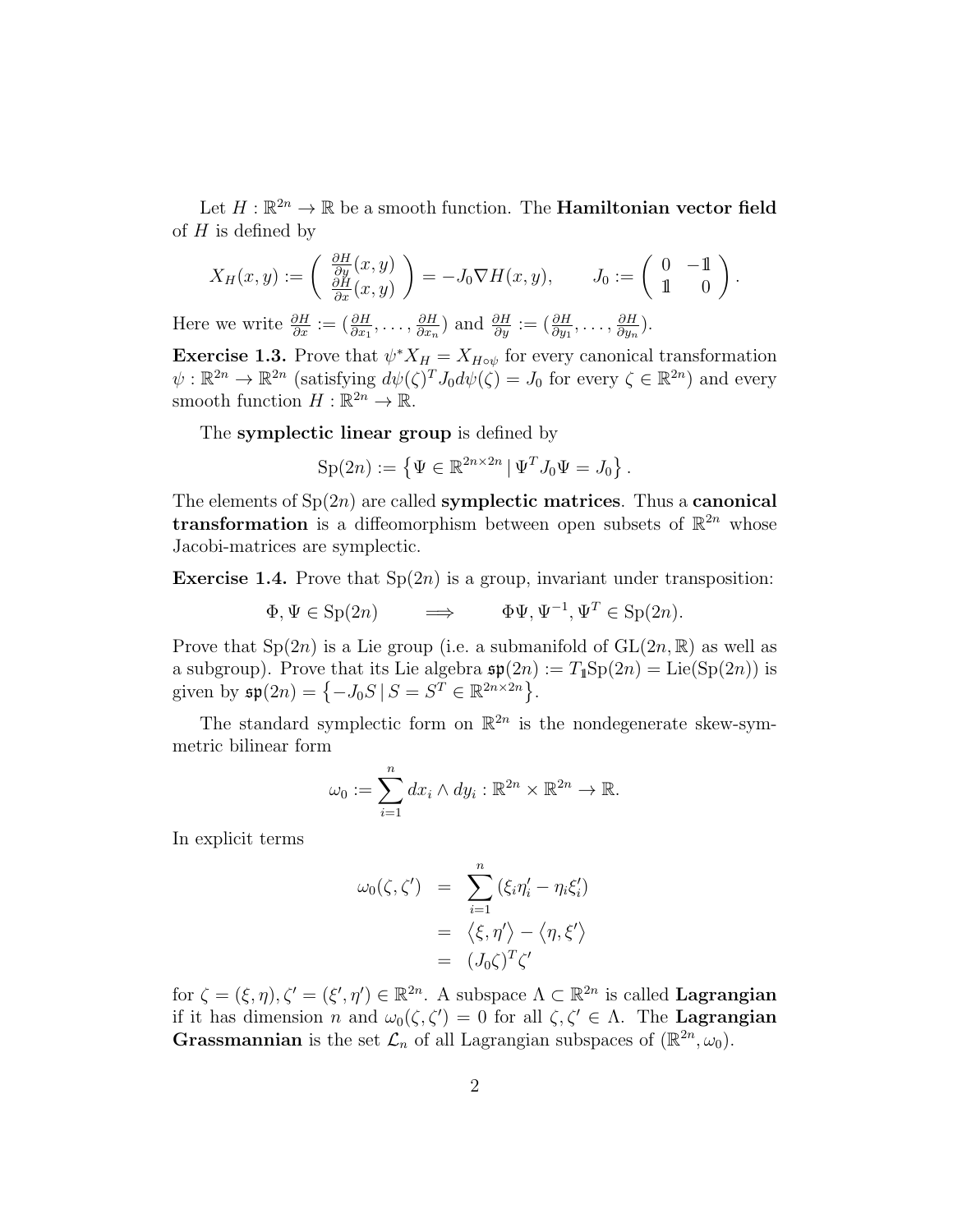Let $H : \mathbb{R}^{2n} \to \mathbb{R}$ be a smooth function. The **Hamiltonian vector field** of $H$ is defined by

$$X_H(x,y) := \begin{pmatrix} \frac{\partial H}{\partial y}(x,y) \\ \frac{\partial H}{\partial x}(x,y) \end{pmatrix} = -J_0 \nabla H(x,y), \qquad J_0 := \begin{pmatrix} 0 & -\mathbb{1} \\ \mathbb{1} & 0 \end{pmatrix}.$$

Here we write $\frac{\partial H}{\partial x} := (\frac{\partial H}{\partial x_1}, \ldots, \frac{\partial H}{\partial x_n})$ and $\frac{\partial H}{\partial y} := (\frac{\partial H}{\partial y_1}, \ldots, \frac{\partial H}{\partial y_n})$.

**Exercise 1.3.** Prove that $\psi^* X_H = X_{H \circ \psi}$ for every canonical transformation $\psi : \mathbb{R}^{2n} \to \mathbb{R}^{2n}$ (satisfying $d\psi(\zeta)^T J_0 d\psi(\zeta) = J_0$ for every $\zeta \in \mathbb{R}^{2n}$) and every smooth function $H : \mathbb{R}^{2n} \to \mathbb{R}$.

The **symplectic linear group** is defined by

$$\mathrm{Sp}(2n) := \left\{ \Psi \in \mathbb{R}^{2n \times 2n} \,|\, \Psi^T J_0 \Psi = J_0 \right\}.$$

The elements of $\mathrm{Sp}(2n)$ are called **symplectic matrices**. Thus a **canonical transformation** is a diffeomorphism between open subsets of $\mathbb{R}^{2n}$ whose Jacobi-matrices are symplectic.

**Exercise 1.4.** Prove that $\mathrm{Sp}(2n)$ is a group, invariant under transposition:

$$\Phi, \Psi \in \mathrm{Sp}(2n) \qquad \Longrightarrow \qquad \Phi\Psi, \Psi^{-1}, \Psi^T \in \mathrm{Sp}(2n).$$

Prove that $\mathrm{Sp}(2n)$ is a Lie group (i.e. a submanifold of $\mathrm{GL}(2n, \mathbb{R})$ as well as a subgroup). Prove that its Lie algebra $\mathfrak{sp}(2n) := T_{\mathbb{1}}\mathrm{Sp}(2n) = \mathrm{Lie}(\mathrm{Sp}(2n))$ is given by $\mathfrak{sp}(2n) = \left\{ -J_0 S \,|\, S = S^T \in \mathbb{R}^{2n \times 2n} \right\}$.

The standard symplectic form on $\mathbb{R}^{2n}$ is the nondegenerate skew-symmetric bilinear form

$$\omega_0 := \sum_{i=1}^n dx_i \wedge dy_i : \mathbb{R}^{2n} \times \mathbb{R}^{2n} \to \mathbb{R}.$$

In explicit terms

$$\begin{aligned} \omega_0(\zeta, \zeta') &= \sum_{i=1}^n (\xi_i \eta_i' - \eta_i \xi_i') \\ &= \langle \xi, \eta' \rangle - \langle \eta, \xi' \rangle \\ &= (J_0 \zeta)^T \zeta' \end{aligned}$$

for $\zeta = (\xi, \eta), \zeta' = (\xi', \eta') \in \mathbb{R}^{2n}$. A subspace $\Lambda \subset \mathbb{R}^{2n}$ is called **Lagrangian** if it has dimension $n$ and $\omega_0(\zeta, \zeta') = 0$ for all $\zeta, \zeta' \in \Lambda$. The **Lagrangian Grassmannian** is the set $\mathcal{L}_n$ of all Lagrangian subspaces of $(\mathbb{R}^{2n}, \omega_0)$.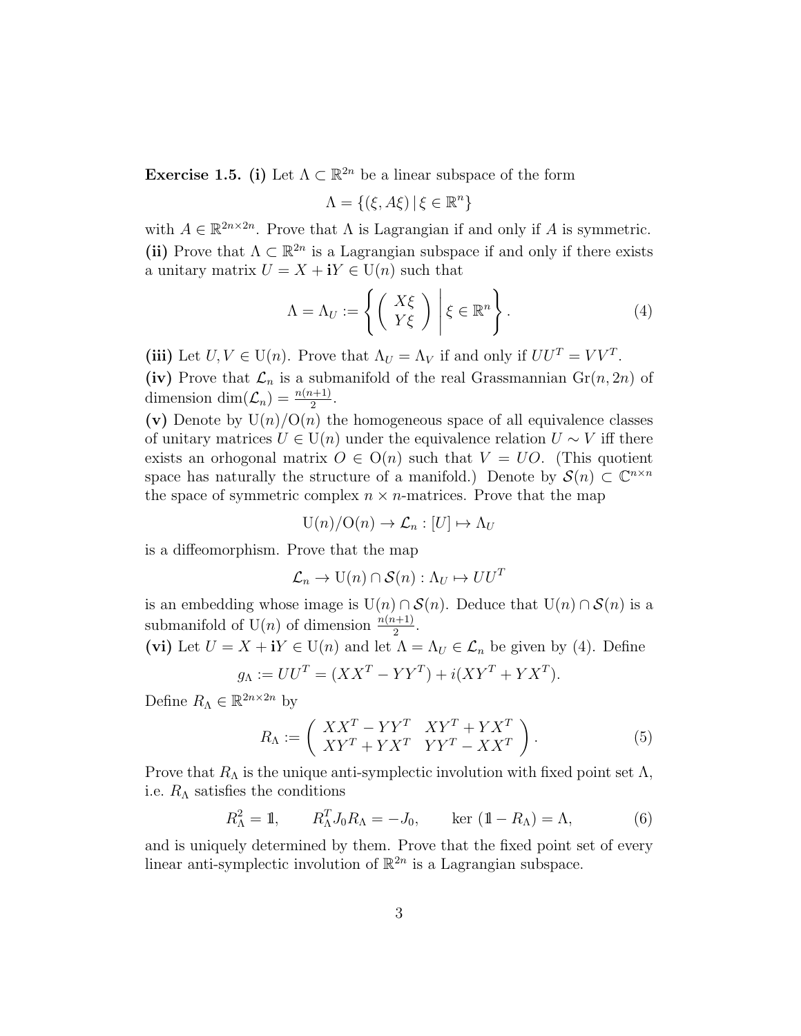**Exercise 1.5. (i)** Let $\Lambda \subset \mathbb{R}^{2n}$ be a linear subspace of the form

$$\Lambda = \{(\xi, A\xi) \,|\, \xi \in \mathbb{R}^n\}$$

with $A \in \mathbb{R}^{2n \times 2n}$. Prove that $\Lambda$ is Lagrangian if and only if $A$ is symmetric.

**(ii)** Prove that $\Lambda \subset \mathbb{R}^{2n}$ is a Lagrangian subspace if and only if there exists a unitary matrix $U = X + \mathbf{i}Y \in \mathrm{U}(n)$ such that

$$\Lambda = \Lambda_U := \left\{ \begin{pmatrix} X\xi \\ Y\xi \end{pmatrix} \middle| \, \xi \in \mathbb{R}^n \right\}. \tag{4}$$

**(iii)** Let $U, V \in \mathrm{U}(n)$. Prove that $\Lambda_U = \Lambda_V$ if and only if $UU^T = VV^T$.

**(iv)** Prove that $\mathcal{L}_n$ is a submanifold of the real Grassmannian $\mathrm{Gr}(n, 2n)$ of dimension $\dim(\mathcal{L}_n) = \frac{n(n+1)}{2}$.

**(v)** Denote by $\mathrm{U}(n)/\mathrm{O}(n)$ the homogeneous space of all equivalence classes of unitary matrices $U \in \mathrm{U}(n)$ under the equivalence relation $U \sim V$ iff there exists an orhogonal matrix $O \in \mathrm{O}(n)$ such that $V = UO$. (This quotient space has naturally the structure of a manifold.) Denote by $\mathcal{S}(n) \subset \mathbb{C}^{n \times n}$ the space of symmetric complex $n \times n$-matrices. Prove that the map

$$\mathrm{U}(n)/\mathrm{O}(n) \to \mathcal{L}_n : [U] \mapsto \Lambda_U$$

is a diffeomorphism. Prove that the map

$$\mathcal{L}_n \to \mathrm{U}(n) \cap \mathcal{S}(n) : \Lambda_U \mapsto UU^T$$

is an embedding whose image is $\mathrm{U}(n) \cap \mathcal{S}(n)$. Deduce that $\mathrm{U}(n) \cap \mathcal{S}(n)$ is a submanifold of $\mathrm{U}(n)$ of dimension $\frac{n(n+1)}{2}$.

**(vi)** Let $U = X + \mathbf{i}Y \in \mathrm{U}(n)$ and let $\Lambda = \Lambda_U \in \mathcal{L}_n$ be given by (4). Define

$$g_\Lambda := UU^T = (XX^T - YY^T) + i(XY^T + YX^T).$$

Define $R_\Lambda \in \mathbb{R}^{2n \times 2n}$ by

$$R_\Lambda := \begin{pmatrix} XX^T - YY^T & XY^T + YX^T \\ XY^T + YX^T & YY^T - XX^T \end{pmatrix}. \tag{5}$$

Prove that $R_\Lambda$ is the unique anti-symplectic involution with fixed point set $\Lambda$, i.e. $R_\Lambda$ satisfies the conditions

$$R_\Lambda^2 = \mathbb{1}, \qquad R_\Lambda^T J_0 R_\Lambda = -J_0, \qquad \ker\,(\mathbb{1} - R_\Lambda) = \Lambda, \tag{6}$$

and is uniquely determined by them. Prove that the fixed point set of every linear anti-symplectic involution of $\mathbb{R}^{2n}$ is a Lagrangian subspace.